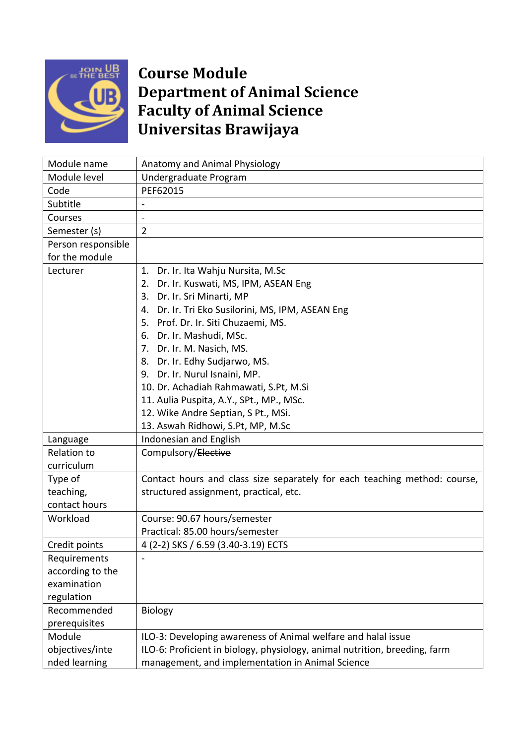# Course Module
# Department of Animal Science
# Faculty of Animal Science
# Universitas Brawijaya

| Module name | Anatomy and Animal Physiology |
|---|---|
| Module level | Undergraduate Program |
| Code | PEF62015 |
| Subtitle | - |
| Courses | - |
| Semester (s) | 2 |
| Person responsible for the module | |
| Lecturer | 1. Dr. Ir. Ita Wahju Nursita, M.Sc<br>2. Dr. Ir. Kuswati, MS, IPM, ASEAN Eng<br>3. Dr. Ir. Sri Minarti, MP<br>4. Dr. Ir. Tri Eko Susilorini, MS, IPM, ASEAN Eng<br>5. Prof. Dr. Ir. Siti Chuzaemi, MS.<br>6. Dr. Ir. Mashudi, MSc.<br>7. Dr. Ir. M. Nasich, MS.<br>8. Dr. Ir. Edhy Sudjarwo, MS.<br>9. Dr. Ir. Nurul Isnaini, MP.<br>10. Dr. Achadiah Rahmawati, S.Pt, M.Si<br>11. Aulia Puspita, A.Y., SPt., MP., MSc.<br>12. Wike Andre Septian, S Pt., MSi.<br>13. Aswah Ridhowi, S.Pt, MP, M.Sc |
| Language | Indonesian and English |
| Relation to curriculum | Compulsory/~~Elective~~ |
| Type of teaching, contact hours | Contact hours and class size separately for each teaching method: course, structured assignment, practical, etc. |
| Workload | Course: 90.67 hours/semester<br>Practical: 85.00 hours/semester |
| Credit points | 4 (2-2) SKS / 6.59 (3.40-3.19) ECTS |
| Requirements according to the examination regulation | - |
| Recommended prerequisites | Biology |
| Module objectives/intended learning | ILO-3: Developing awareness of Animal welfare and halal issue<br>ILO-6: Proficient in biology, physiology, animal nutrition, breeding, farm management, and implementation in Animal Science |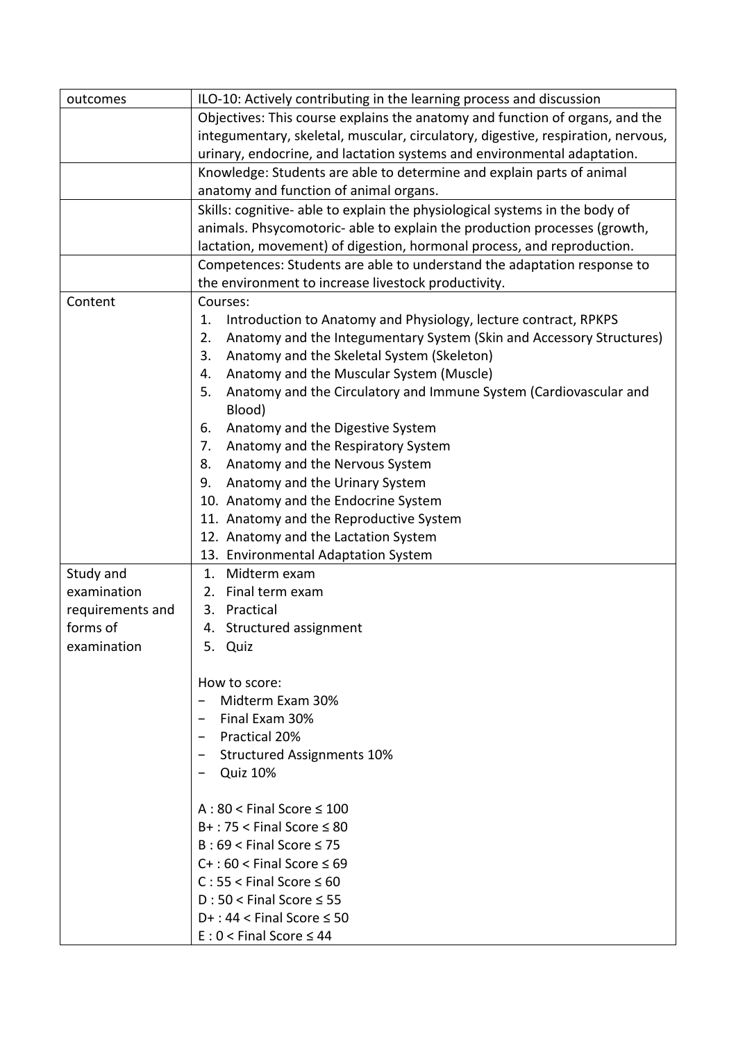| outcomes | ILO-10: Actively contributing in the learning process and discussion |
|---|---|
| | Objectives: This course explains the anatomy and function of organs, and the integumentary, skeletal, muscular, circulatory, digestive, respiration, nervous, urinary, endocrine, and lactation systems and environmental adaptation. |
| | Knowledge: Students are able to determine and explain parts of animal anatomy and function of animal organs. |
| | Skills: cognitive- able to explain the physiological systems in the body of animals. Phsycomotoric- able to explain the production processes (growth, lactation, movement) of digestion, hormonal process, and reproduction. |
| | Competences: Students are able to understand the adaptation response to the environment to increase livestock productivity. |
| Content | Courses:<br>1. Introduction to Anatomy and Physiology, lecture contract, RPKPS<br>2. Anatomy and the Integumentary System (Skin and Accessory Structures)<br>3. Anatomy and the Skeletal System (Skeleton)<br>4. Anatomy and the Muscular System (Muscle)<br>5. Anatomy and the Circulatory and Immune System (Cardiovascular and Blood)<br>6. Anatomy and the Digestive System<br>7. Anatomy and the Respiratory System<br>8. Anatomy and the Nervous System<br>9. Anatomy and the Urinary System<br>10. Anatomy and the Endocrine System<br>11. Anatomy and the Reproductive System<br>12. Anatomy and the Lactation System<br>13. Environmental Adaptation System |
| Study and examination requirements and forms of examination | 1. Midterm exam<br>2. Final term exam<br>3. Practical<br>4. Structured assignment<br>5. Quiz<br><br>How to score:<br>- Midterm Exam 30%<br>- Final Exam 30%<br>- Practical 20%<br>- Structured Assignments 10%<br>- Quiz 10%<br><br>A : 80 < Final Score ≤ 100<br>B+ : 75 < Final Score ≤ 80<br>B : 69 < Final Score ≤ 75<br>C+ : 60 < Final Score ≤ 69<br>C : 55 < Final Score ≤ 60<br>D : 50 < Final Score ≤ 55<br>D+ : 44 < Final Score ≤ 50<br>E : 0 < Final Score ≤ 44 |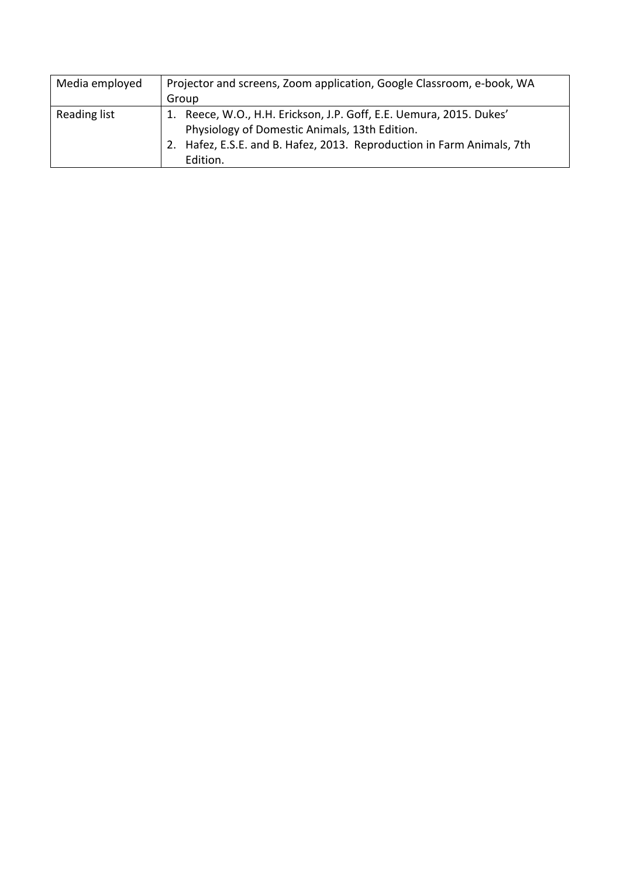| | |
|---|---|
| Media employed | Projector and screens, Zoom application, Google Classroom, e-book, WA Group |
| Reading list | 1. Reece, W.O., H.H. Erickson, J.P. Goff, E.E. Uemura, 2015. Dukes' Physiology of Domestic Animals, 13th Edition.<br>2. Hafez, E.S.E. and B. Hafez, 2013. Reproduction in Farm Animals, 7th Edition. |